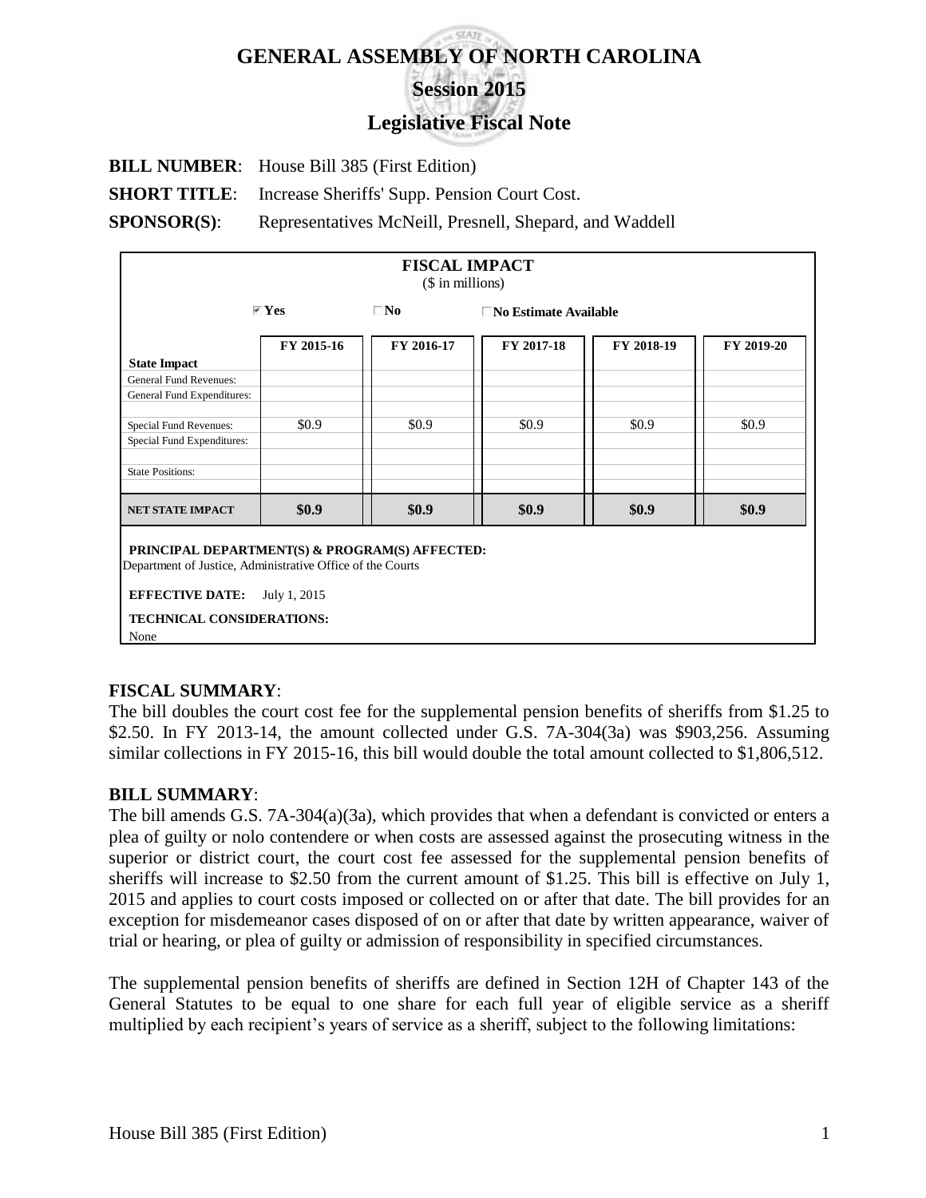# GENERAL ASSEMBLY OF NORTH CAROLINA

## Session 2015

## Legislative Fiscal Note

**BILL NUMBER**: House Bill 385 (First Edition)

**SHORT TITLE**: Increase Sheriffs' Supp. Pension Court Cost.

**SPONSOR(S)**: Representatives McNeill, Presnell, Shepard, and Waddell

**FISCAL IMPACT**
($ in millions)

☑ Yes ☐ No ☐ No Estimate Available

| State Impact | FY 2015-16 | FY 2016-17 | FY 2017-18 | FY 2018-19 | FY 2019-20 |
|---|---|---|---|---|---|
| General Fund Revenues: | | | | | |
| General Fund Expenditures: | | | | | |
| Special Fund Revenues: | $0.9 | $0.9 | $0.9 | $0.9 | $0.9 |
| Special Fund Expenditures: | | | | | |
| State Positions: | | | | | |
| **NET STATE IMPACT** | **$0.9** | **$0.9** | **$0.9** | **$0.9** | **$0.9** |

**PRINCIPAL DEPARTMENT(S) & PROGRAM(S) AFFECTED:**
Department of Justice, Administrative Office of the Courts

**EFFECTIVE DATE:** July 1, 2015

**TECHNICAL CONSIDERATIONS:**
None

**FISCAL SUMMARY**:

The bill doubles the court cost fee for the supplemental pension benefits of sheriffs from $1.25 to $2.50. In FY 2013-14, the amount collected under G.S. 7A-304(3a) was $903,256. Assuming similar collections in FY 2015-16, this bill would double the total amount collected to $1,806,512.

**BILL SUMMARY**:

The bill amends G.S. 7A-304(a)(3a), which provides that when a defendant is convicted or enters a plea of guilty or nolo contendere or when costs are assessed against the prosecuting witness in the superior or district court, the court cost fee assessed for the supplemental pension benefits of sheriffs will increase to $2.50 from the current amount of $1.25. This bill is effective on July 1, 2015 and applies to court costs imposed or collected on or after that date. The bill provides for an exception for misdemeanor cases disposed of on or after that date by written appearance, waiver of trial or hearing, or plea of guilty or admission of responsibility in specified circumstances.

The supplemental pension benefits of sheriffs are defined in Section 12H of Chapter 143 of the General Statutes to be equal to one share for each full year of eligible service as a sheriff multiplied by each recipient's years of service as a sheriff, subject to the following limitations: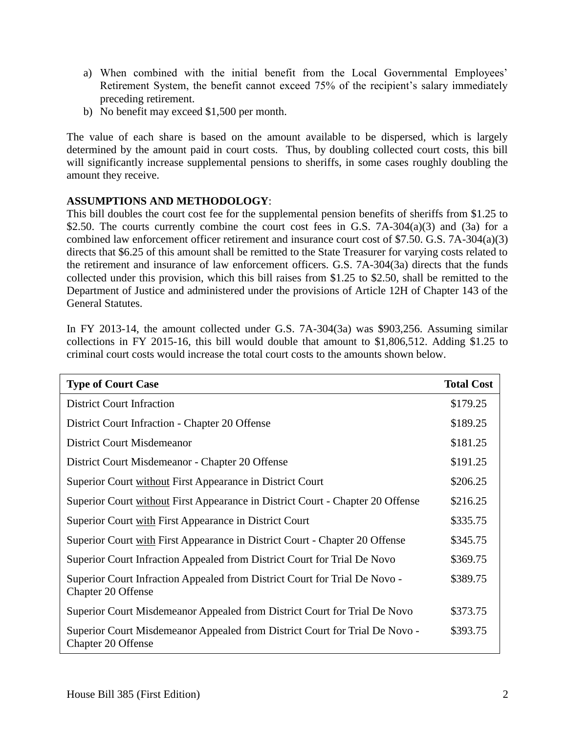a) When combined with the initial benefit from the Local Governmental Employees' Retirement System, the benefit cannot exceed 75% of the recipient's salary immediately preceding retirement.
b) No benefit may exceed $1,500 per month.

The value of each share is based on the amount available to be dispersed, which is largely determined by the amount paid in court costs. Thus, by doubling collected court costs, this bill will significantly increase supplemental pensions to sheriffs, in some cases roughly doubling the amount they receive.

**ASSUMPTIONS AND METHODOLOGY**:

This bill doubles the court cost fee for the supplemental pension benefits of sheriffs from $1.25 to $2.50. The courts currently combine the court cost fees in G.S. 7A-304(a)(3) and (3a) for a combined law enforcement officer retirement and insurance court cost of $7.50. G.S. 7A-304(a)(3) directs that $6.25 of this amount shall be remitted to the State Treasurer for varying costs related to the retirement and insurance of law enforcement officers. G.S. 7A-304(3a) directs that the funds collected under this provision, which this bill raises from $1.25 to $2.50, shall be remitted to the Department of Justice and administered under the provisions of Article 12H of Chapter 143 of the General Statutes.

In FY 2013-14, the amount collected under G.S. 7A-304(3a) was $903,256. Assuming similar collections in FY 2015-16, this bill would double that amount to $1,806,512. Adding $1.25 to criminal court costs would increase the total court costs to the amounts shown below.

| **Type of Court Case** | **Total Cost** |
|---|---|
| District Court Infraction | $179.25 |
| District Court Infraction - Chapter 20 Offense | $189.25 |
| District Court Misdemeanor | $181.25 |
| District Court Misdemeanor - Chapter 20 Offense | $191.25 |
| Superior Court without First Appearance in District Court | $206.25 |
| Superior Court without First Appearance in District Court - Chapter 20 Offense | $216.25 |
| Superior Court with First Appearance in District Court | $335.75 |
| Superior Court with First Appearance in District Court - Chapter 20 Offense | $345.75 |
| Superior Court Infraction Appealed from District Court for Trial De Novo | $369.75 |
| Superior Court Infraction Appealed from District Court for Trial De Novo - Chapter 20 Offense | $389.75 |
| Superior Court Misdemeanor Appealed from District Court for Trial De Novo | $373.75 |
| Superior Court Misdemeanor Appealed from District Court for Trial De Novo - Chapter 20 Offense | $393.75 |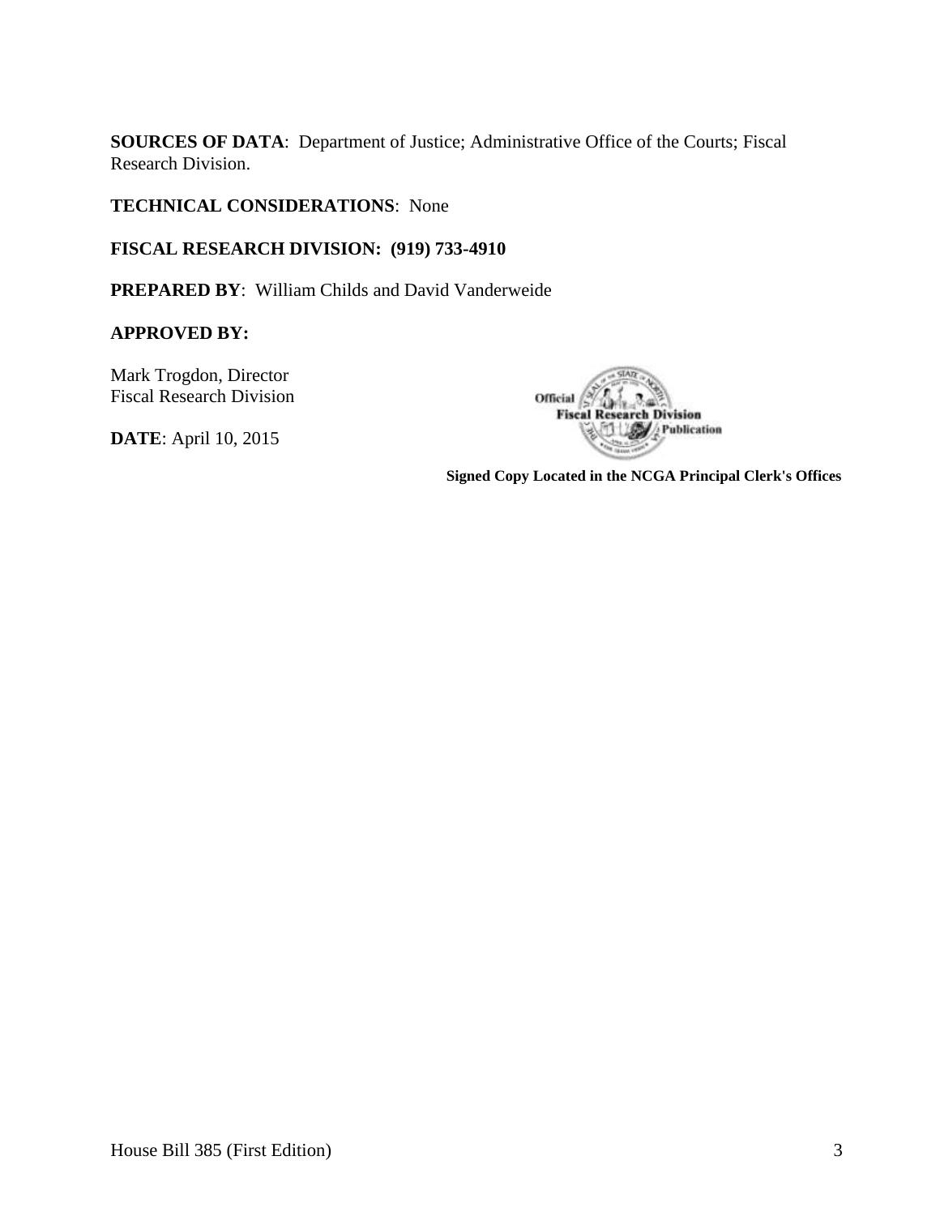**SOURCES OF DATA**: Department of Justice; Administrative Office of the Courts; Fiscal Research Division.

**TECHNICAL CONSIDERATIONS**: None

**FISCAL RESEARCH DIVISION: (919) 733-4910**

**PREPARED BY**: William Childs and David Vanderweide

**APPROVED BY:**

Mark Trogdon, Director
Fiscal Research Division

**DATE**: April 10, 2015

Official Fiscal Research Division Publication

**Signed Copy Located in the NCGA Principal Clerk's Offices**